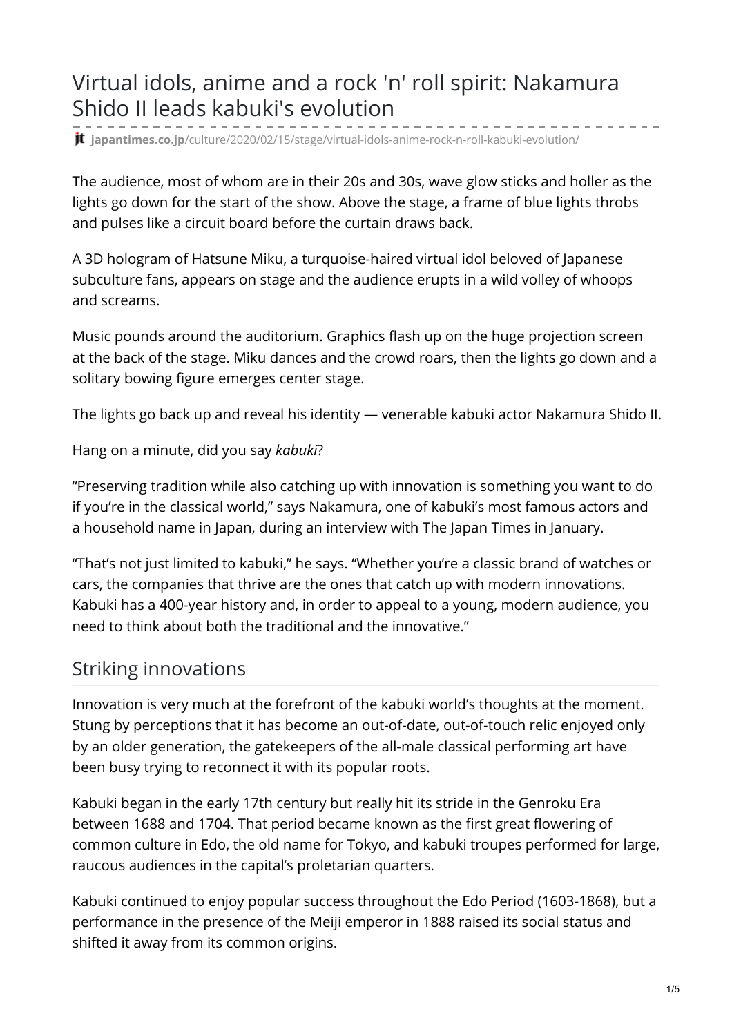# Virtual idols, anime and a rock 'n' roll spirit: Nakamura Shido II leads kabuki's evolution

japantimes.co.jp/culture/2020/02/15/stage/virtual-idols-anime-rock-n-roll-kabuki-evolution/

The audience, most of whom are in their 20s and 30s, wave glow sticks and holler as the lights go down for the start of the show. Above the stage, a frame of blue lights throbs and pulses like a circuit board before the curtain draws back.

A 3D hologram of Hatsune Miku, a turquoise-haired virtual idol beloved of Japanese subculture fans, appears on stage and the audience erupts in a wild volley of whoops and screams.

Music pounds around the auditorium. Graphics flash up on the huge projection screen at the back of the stage. Miku dances and the crowd roars, then the lights go down and a solitary bowing figure emerges center stage.

The lights go back up and reveal his identity — venerable kabuki actor Nakamura Shido II.

Hang on a minute, did you say *kabuki*?

“Preserving tradition while also catching up with innovation is something you want to do if you’re in the classical world,” says Nakamura, one of kabuki’s most famous actors and a household name in Japan, during an interview with The Japan Times in January.

“That’s not just limited to kabuki,” he says. “Whether you’re a classic brand of watches or cars, the companies that thrive are the ones that catch up with modern innovations. Kabuki has a 400-year history and, in order to appeal to a young, modern audience, you need to think about both the traditional and the innovative.”

## Striking innovations

Innovation is very much at the forefront of the kabuki world’s thoughts at the moment. Stung by perceptions that it has become an out-of-date, out-of-touch relic enjoyed only by an older generation, the gatekeepers of the all-male classical performing art have been busy trying to reconnect it with its popular roots.

Kabuki began in the early 17th century but really hit its stride in the Genroku Era between 1688 and 1704. That period became known as the first great flowering of common culture in Edo, the old name for Tokyo, and kabuki troupes performed for large, raucous audiences in the capital’s proletarian quarters.

Kabuki continued to enjoy popular success throughout the Edo Period (1603-1868), but a performance in the presence of the Meiji emperor in 1888 raised its social status and shifted it away from its common origins.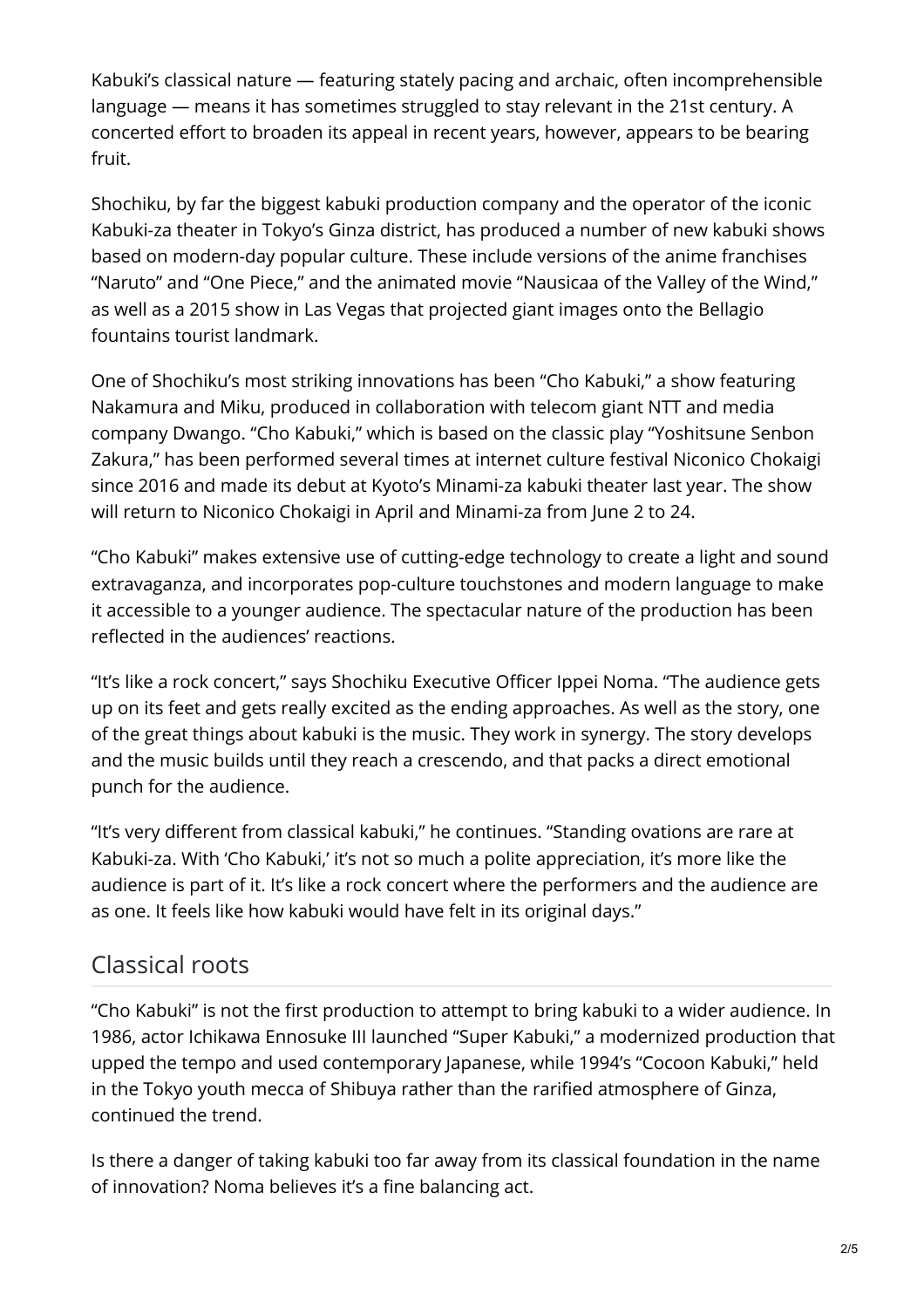Kabuki's classical nature — featuring stately pacing and archaic, often incomprehensible language — means it has sometimes struggled to stay relevant in the 21st century. A concerted effort to broaden its appeal in recent years, however, appears to be bearing fruit.

Shochiku, by far the biggest kabuki production company and the operator of the iconic Kabuki-za theater in Tokyo's Ginza district, has produced a number of new kabuki shows based on modern-day popular culture. These include versions of the anime franchises "Naruto" and "One Piece," and the animated movie "Nausicaa of the Valley of the Wind," as well as a 2015 show in Las Vegas that projected giant images onto the Bellagio fountains tourist landmark.

One of Shochiku's most striking innovations has been "Cho Kabuki," a show featuring Nakamura and Miku, produced in collaboration with telecom giant NTT and media company Dwango. "Cho Kabuki," which is based on the classic play "Yoshitsune Senbon Zakura," has been performed several times at internet culture festival Niconico Chokaigi since 2016 and made its debut at Kyoto's Minami-za kabuki theater last year. The show will return to Niconico Chokaigi in April and Minami-za from June 2 to 24.

"Cho Kabuki" makes extensive use of cutting-edge technology to create a light and sound extravaganza, and incorporates pop-culture touchstones and modern language to make it accessible to a younger audience. The spectacular nature of the production has been reflected in the audiences' reactions.

"It's like a rock concert," says Shochiku Executive Officer Ippei Noma. "The audience gets up on its feet and gets really excited as the ending approaches. As well as the story, one of the great things about kabuki is the music. They work in synergy. The story develops and the music builds until they reach a crescendo, and that packs a direct emotional punch for the audience.

"It's very different from classical kabuki," he continues. "Standing ovations are rare at Kabuki-za. With 'Cho Kabuki,' it's not so much a polite appreciation, it's more like the audience is part of it. It's like a rock concert where the performers and the audience are as one. It feels like how kabuki would have felt in its original days."

## Classical roots

"Cho Kabuki" is not the first production to attempt to bring kabuki to a wider audience. In 1986, actor Ichikawa Ennosuke III launched "Super Kabuki," a modernized production that upped the tempo and used contemporary Japanese, while 1994's "Cocoon Kabuki," held in the Tokyo youth mecca of Shibuya rather than the rarified atmosphere of Ginza, continued the trend.

Is there a danger of taking kabuki too far away from its classical foundation in the name of innovation? Noma believes it's a fine balancing act.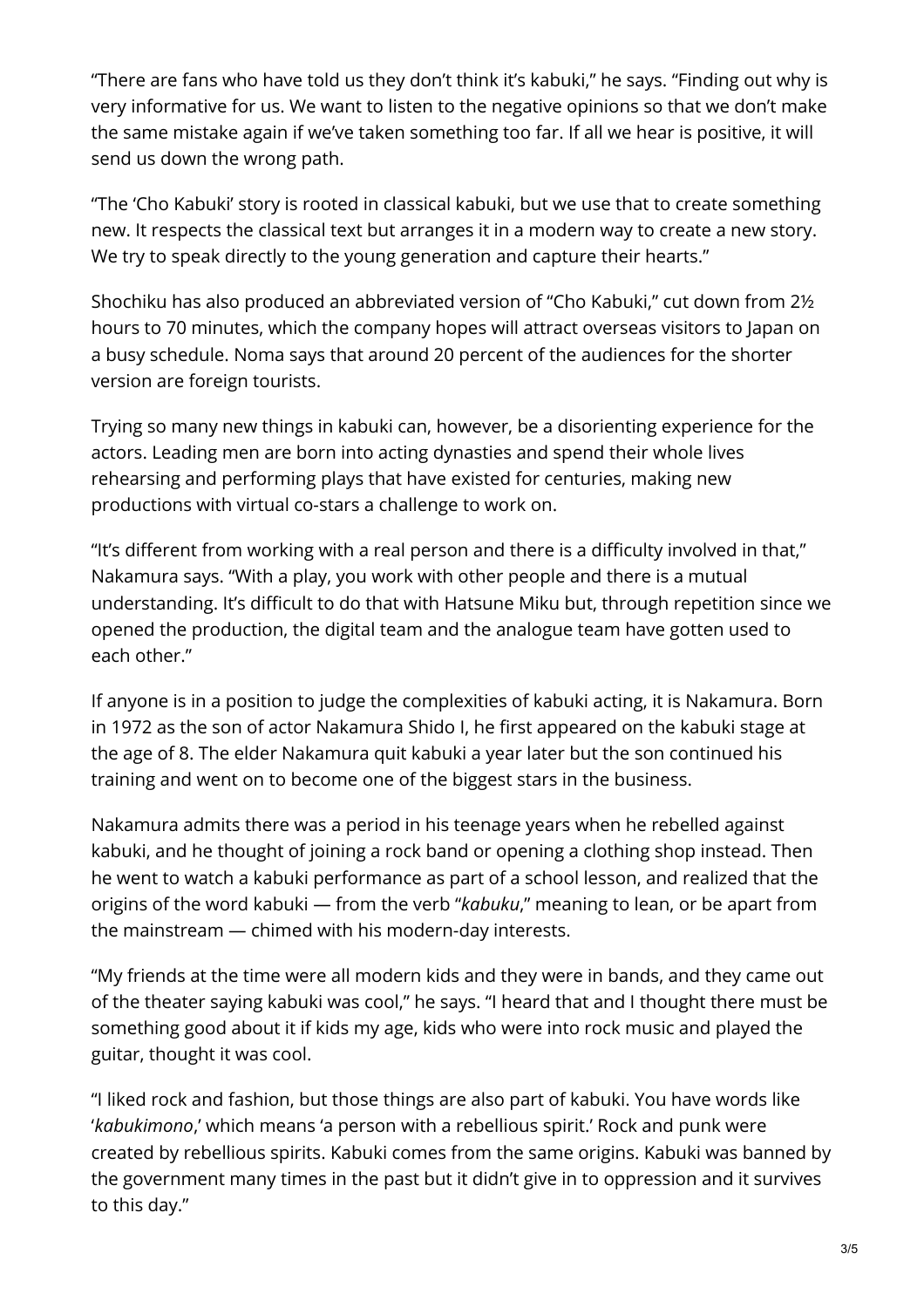“There are fans who have told us they don’t think it’s kabuki,” he says. “Finding out why is very informative for us. We want to listen to the negative opinions so that we don’t make the same mistake again if we’ve taken something too far. If all we hear is positive, it will send us down the wrong path.

“The ‘Cho Kabuki’ story is rooted in classical kabuki, but we use that to create something new. It respects the classical text but arranges it in a modern way to create a new story. We try to speak directly to the young generation and capture their hearts.”

Shochiku has also produced an abbreviated version of “Cho Kabuki,” cut down from 2½ hours to 70 minutes, which the company hopes will attract overseas visitors to Japan on a busy schedule. Noma says that around 20 percent of the audiences for the shorter version are foreign tourists.

Trying so many new things in kabuki can, however, be a disorienting experience for the actors. Leading men are born into acting dynasties and spend their whole lives rehearsing and performing plays that have existed for centuries, making new productions with virtual co-stars a challenge to work on.

“It’s different from working with a real person and there is a difficulty involved in that,” Nakamura says. “With a play, you work with other people and there is a mutual understanding. It’s difficult to do that with Hatsune Miku but, through repetition since we opened the production, the digital team and the analogue team have gotten used to each other.”

If anyone is in a position to judge the complexities of kabuki acting, it is Nakamura. Born in 1972 as the son of actor Nakamura Shido I, he first appeared on the kabuki stage at the age of 8. The elder Nakamura quit kabuki a year later but the son continued his training and went on to become one of the biggest stars in the business.

Nakamura admits there was a period in his teenage years when he rebelled against kabuki, and he thought of joining a rock band or opening a clothing shop instead. Then he went to watch a kabuki performance as part of a school lesson, and realized that the origins of the word kabuki — from the verb “*kabuku*,” meaning to lean, or be apart from the mainstream — chimed with his modern-day interests.

“My friends at the time were all modern kids and they were in bands, and they came out of the theater saying kabuki was cool,” he says. “I heard that and I thought there must be something good about it if kids my age, kids who were into rock music and played the guitar, thought it was cool.

“I liked rock and fashion, but those things are also part of kabuki. You have words like ‘*kabukimono*,’ which means ‘a person with a rebellious spirit.’ Rock and punk were created by rebellious spirits. Kabuki comes from the same origins. Kabuki was banned by the government many times in the past but it didn’t give in to oppression and it survives to this day.”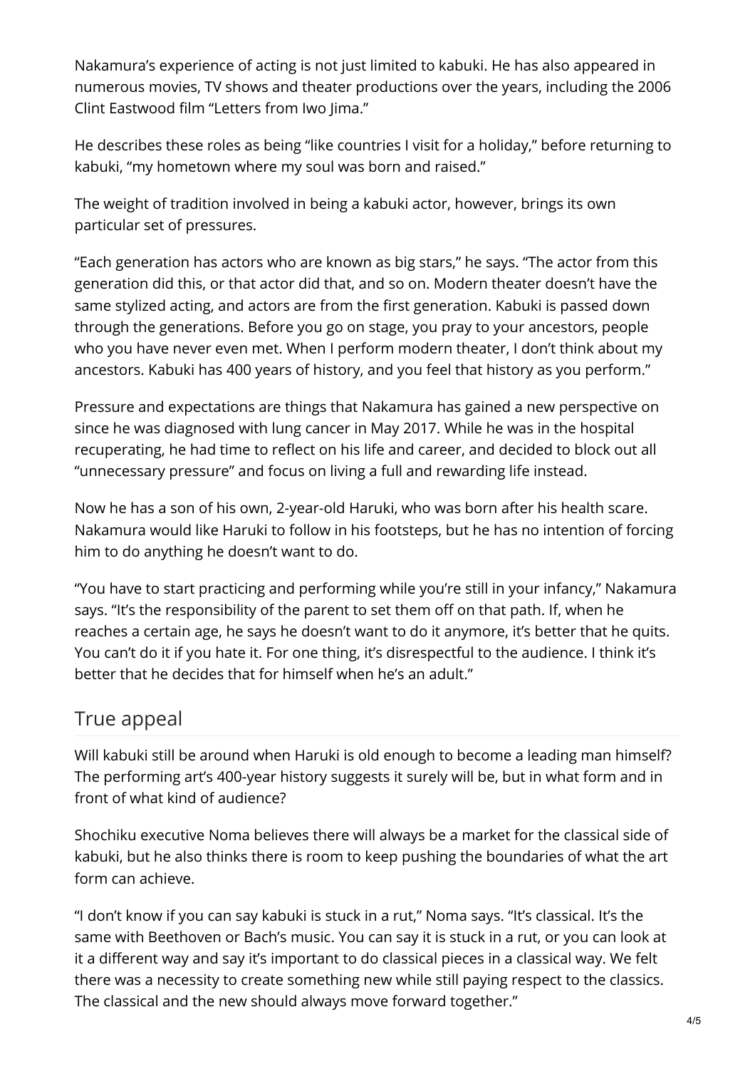Nakamura's experience of acting is not just limited to kabuki. He has also appeared in numerous movies, TV shows and theater productions over the years, including the 2006 Clint Eastwood film "Letters from Iwo Jima."

He describes these roles as being "like countries I visit for a holiday," before returning to kabuki, "my hometown where my soul was born and raised."

The weight of tradition involved in being a kabuki actor, however, brings its own particular set of pressures.

"Each generation has actors who are known as big stars," he says. "The actor from this generation did this, or that actor did that, and so on. Modern theater doesn't have the same stylized acting, and actors are from the first generation. Kabuki is passed down through the generations. Before you go on stage, you pray to your ancestors, people who you have never even met. When I perform modern theater, I don't think about my ancestors. Kabuki has 400 years of history, and you feel that history as you perform."

Pressure and expectations are things that Nakamura has gained a new perspective on since he was diagnosed with lung cancer in May 2017. While he was in the hospital recuperating, he had time to reflect on his life and career, and decided to block out all "unnecessary pressure" and focus on living a full and rewarding life instead.

Now he has a son of his own, 2-year-old Haruki, who was born after his health scare. Nakamura would like Haruki to follow in his footsteps, but he has no intention of forcing him to do anything he doesn't want to do.

"You have to start practicing and performing while you're still in your infancy," Nakamura says. "It's the responsibility of the parent to set them off on that path. If, when he reaches a certain age, he says he doesn't want to do it anymore, it's better that he quits. You can't do it if you hate it. For one thing, it's disrespectful to the audience. I think it's better that he decides that for himself when he's an adult."

## True appeal

Will kabuki still be around when Haruki is old enough to become a leading man himself? The performing art's 400-year history suggests it surely will be, but in what form and in front of what kind of audience?

Shochiku executive Noma believes there will always be a market for the classical side of kabuki, but he also thinks there is room to keep pushing the boundaries of what the art form can achieve.

"I don't know if you can say kabuki is stuck in a rut," Noma says. "It's classical. It's the same with Beethoven or Bach's music. You can say it is stuck in a rut, or you can look at it a different way and say it's important to do classical pieces in a classical way. We felt there was a necessity to create something new while still paying respect to the classics. The classical and the new should always move forward together."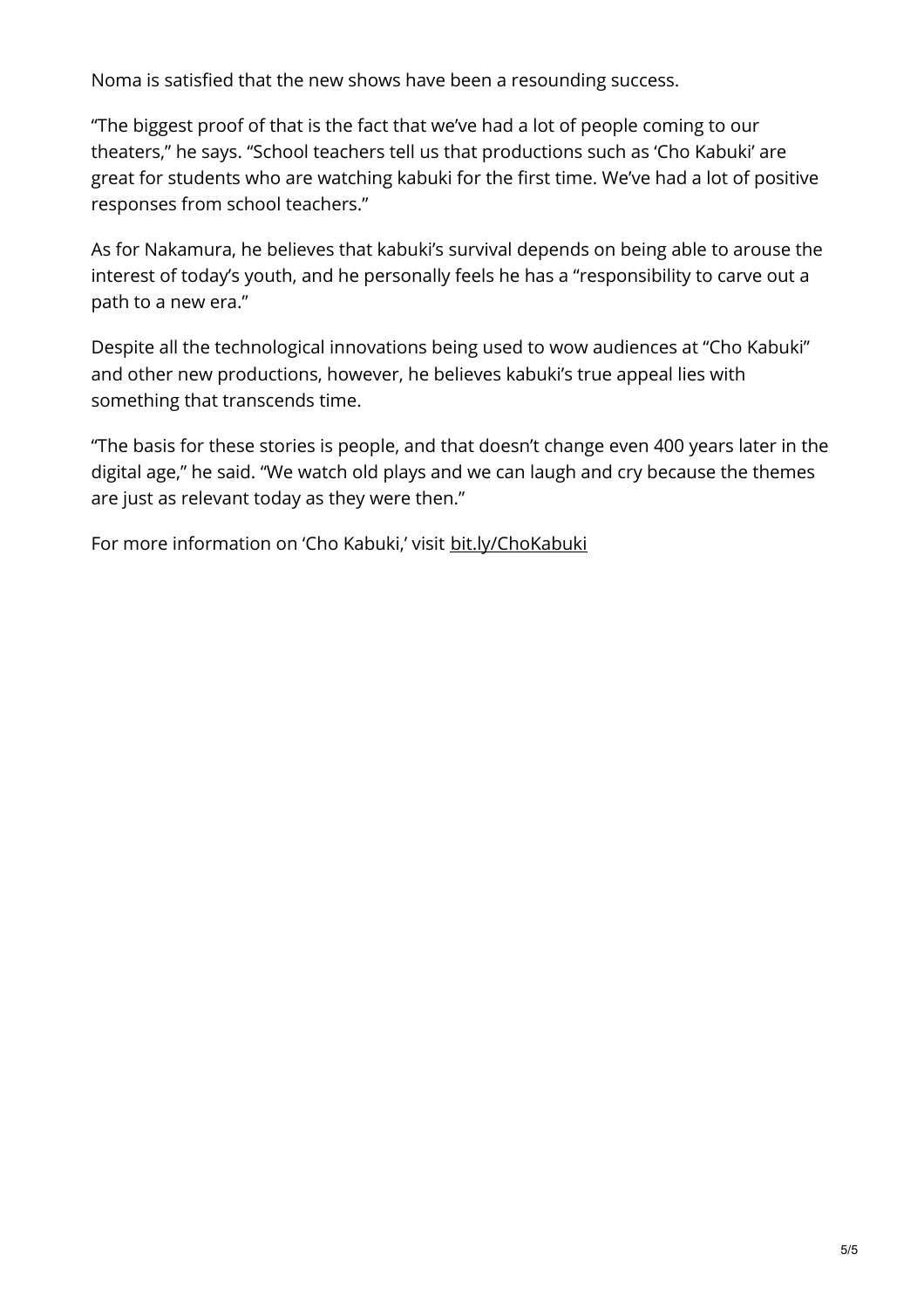Noma is satisfied that the new shows have been a resounding success.

“The biggest proof of that is the fact that we’ve had a lot of people coming to our theaters,” he says. “School teachers tell us that productions such as ‘Cho Kabuki’ are great for students who are watching kabuki for the first time. We’ve had a lot of positive responses from school teachers.”

As for Nakamura, he believes that kabuki’s survival depends on being able to arouse the interest of today’s youth, and he personally feels he has a “responsibility to carve out a path to a new era.”

Despite all the technological innovations being used to wow audiences at “Cho Kabuki” and other new productions, however, he believes kabuki’s true appeal lies with something that transcends time.

“The basis for these stories is people, and that doesn’t change even 400 years later in the digital age,” he said. “We watch old plays and we can laugh and cry because the themes are just as relevant today as they were then.”

For more information on ‘Cho Kabuki,’ visit bit.ly/ChoKabuki